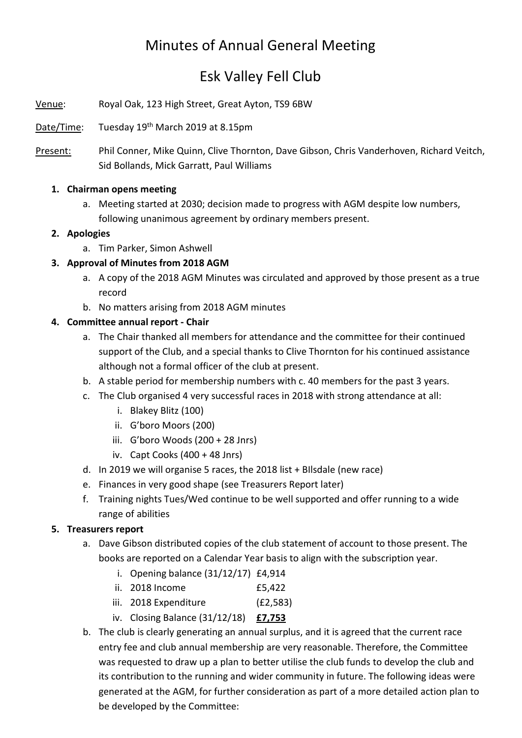# Minutes of Annual General Meeting

# Esk Valley Fell Club

Venue: Royal Oak, 123 High Street, Great Ayton, TS9 6BW

Date/Time: Tuesday 19th March 2019 at 8.15pm

Present: Phil Conner, Mike Quinn, Clive Thornton, Dave Gibson, Chris Vanderhoven, Richard Veitch, Sid Bollands, Mick Garratt, Paul Williams

1. **Chairman opens meeting**
   a. Meeting started at 2030; decision made to progress with AGM despite low numbers, following unanimous agreement by ordinary members present.
2. **Apologies**
   a. Tim Parker, Simon Ashwell
3. **Approval of Minutes from 2018 AGM**
   a. A copy of the 2018 AGM Minutes was circulated and approved by those present as a true record
   b. No matters arising from 2018 AGM minutes
4. **Committee annual report - Chair**
   a. The Chair thanked all members for attendance and the committee for their continued support of the Club, and a special thanks to Clive Thornton for his continued assistance although not a formal officer of the club at present.
   b. A stable period for membership numbers with c. 40 members for the past 3 years.
   c. The Club organised 4 very successful races in 2018 with strong attendance at all:
      i. Blakey Blitz (100)
      ii. G'boro Moors (200)
      iii. G'boro Woods (200 + 28 Jnrs)
      iv. Capt Cooks (400 + 48 Jnrs)
   d. In 2019 we will organise 5 races, the 2018 list + BIlsdale (new race)
   e. Finances in very good shape (see Treasurers Report later)
   f. Training nights Tues/Wed continue to be well supported and offer running to a wide range of abilities
5. **Treasurers report**
   a. Dave Gibson distributed copies of the club statement of account to those present. The books are reported on a Calendar Year basis to align with the subscription year.
      i. Opening balance (31/12/17) £4,914
      ii. 2018 Income £5,422
      iii. 2018 Expenditure (£2,583)
      iv. Closing Balance (31/12/18) **£7,753**
   b. The club is clearly generating an annual surplus, and it is agreed that the current race entry fee and club annual membership are very reasonable. Therefore, the Committee was requested to draw up a plan to better utilise the club funds to develop the club and its contribution to the running and wider community in future. The following ideas were generated at the AGM, for further consideration as part of a more detailed action plan to be developed by the Committee: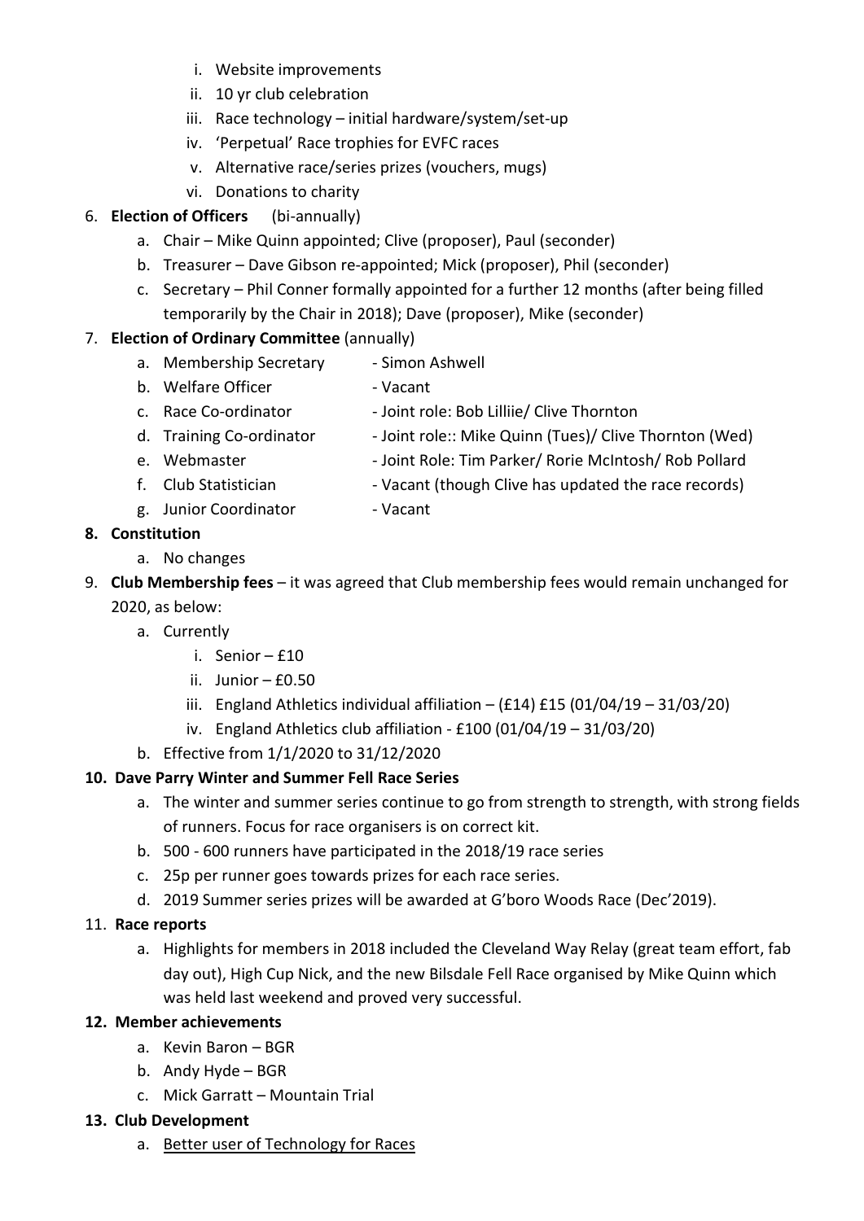i. Website improvements
   ii. 10 yr club celebration
   iii. Race technology – initial hardware/system/set-up
   iv. 'Perpetual' Race trophies for EVFC races
   v. Alternative race/series prizes (vouchers, mugs)
   vi. Donations to charity

6. **Election of Officers** (bi-annually)
   a. Chair – Mike Quinn appointed; Clive (proposer), Paul (seconder)
   b. Treasurer – Dave Gibson re-appointed; Mick (proposer), Phil (seconder)
   c. Secretary – Phil Conner formally appointed for a further 12 months (after being filled temporarily by the Chair in 2018); Dave (proposer), Mike (seconder)
7. **Election of Ordinary Committee** (annually)
   a. Membership Secretary - Simon Ashwell
   b. Welfare Officer - Vacant
   c. Race Co-ordinator - Joint role: Bob Lilliie/ Clive Thornton
   d. Training Co-ordinator - Joint role:: Mike Quinn (Tues)/ Clive Thornton (Wed)
   e. Webmaster - Joint Role: Tim Parker/ Rorie McIntosh/ Rob Pollard
   f. Club Statistician - Vacant (though Clive has updated the race records)
   g. Junior Coordinator - Vacant
8. **Constitution**
   a. No changes
9. **Club Membership fees** – it was agreed that Club membership fees would remain unchanged for 2020, as below:
   a. Currently
      i. Senior – £10
      ii. Junior – £0.50
      iii. England Athletics individual affiliation – (£14) £15 (01/04/19 – 31/03/20)
      iv. England Athletics club affiliation - £100 (01/04/19 – 31/03/20)
   b. Effective from 1/1/2020 to 31/12/2020
10. **Dave Parry Winter and Summer Fell Race Series**
    a. The winter and summer series continue to go from strength to strength, with strong fields of runners. Focus for race organisers is on correct kit.
    b. 500 - 600 runners have participated in the 2018/19 race series
    c. 25p per runner goes towards prizes for each race series.
    d. 2019 Summer series prizes will be awarded at G'boro Woods Race (Dec'2019).
11. **Race reports**
    a. Highlights for members in 2018 included the Cleveland Way Relay (great team effort, fab day out), High Cup Nick, and the new Bilsdale Fell Race organised by Mike Quinn which was held last weekend and proved very successful.
12. **Member achievements**
    a. Kevin Baron – BGR
    b. Andy Hyde – BGR
    c. Mick Garratt – Mountain Trial
13. **Club Development**
    a. <u>Better user of Technology for Races</u>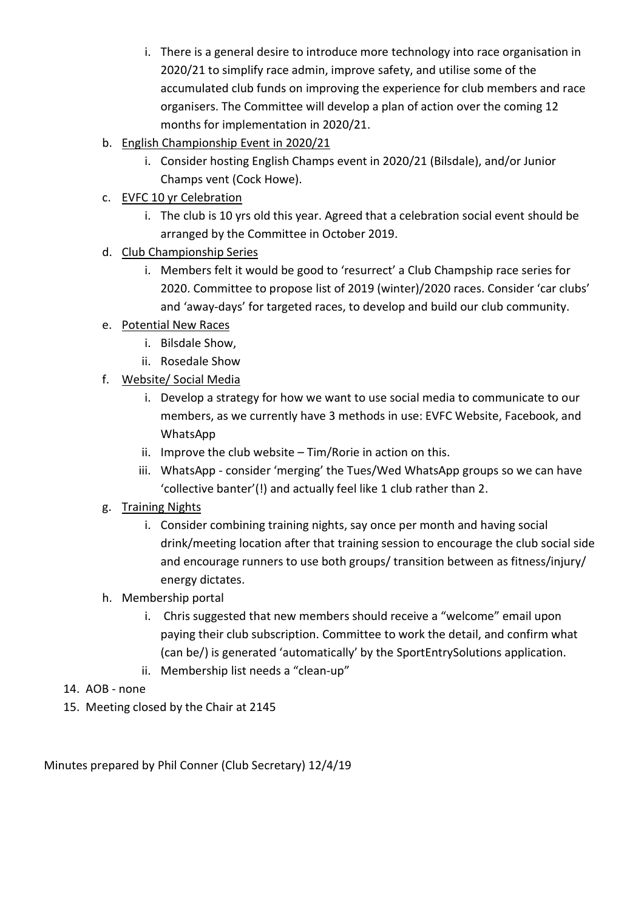i. There is a general desire to introduce more technology into race organisation in 2020/21 to simplify race admin, improve safety, and utilise some of the accumulated club funds on improving the experience for club members and race organisers. The Committee will develop a plan of action over the coming 12 months for implementation in 2020/21.

b. <u>English Championship Event in 2020/21</u>
   i. Consider hosting English Champs event in 2020/21 (Bilsdale), and/or Junior Champs vent (Cock Howe).

c. <u>EVFC 10 yr Celebration</u>
   i. The club is 10 yrs old this year. Agreed that a celebration social event should be arranged by the Committee in October 2019.

d. <u>Club Championship Series</u>
   i. Members felt it would be good to 'resurrect' a Club Champship race series for 2020. Committee to propose list of 2019 (winter)/2020 races. Consider 'car clubs' and 'away-days' for targeted races, to develop and build our club community.

e. <u>Potential New Races</u>
   i. Bilsdale Show,
   ii. Rosedale Show

f. <u>Website/ Social Media</u>
   i. Develop a strategy for how we want to use social media to communicate to our members, as we currently have 3 methods in use: EVFC Website, Facebook, and WhatsApp
   ii. Improve the club website – Tim/Rorie in action on this.
   iii. WhatsApp - consider 'merging' the Tues/Wed WhatsApp groups so we can have 'collective banter'(!) and actually feel like 1 club rather than 2.

g. <u>Training Nights</u>
   i. Consider combining training nights, say once per month and having social drink/meeting location after that training session to encourage the club social side and encourage runners to use both groups/ transition between as fitness/injury/ energy dictates.

h. <u>Membership portal</u>
   i. Chris suggested that new members should receive a "welcome" email upon paying their club subscription. Committee to work the detail, and confirm what (can be/) is generated 'automatically' by the SportEntrySolutions application.
   ii. Membership list needs a "clean-up"

14. AOB - none
15. Meeting closed by the Chair at 2145

Minutes prepared by Phil Conner (Club Secretary) 12/4/19